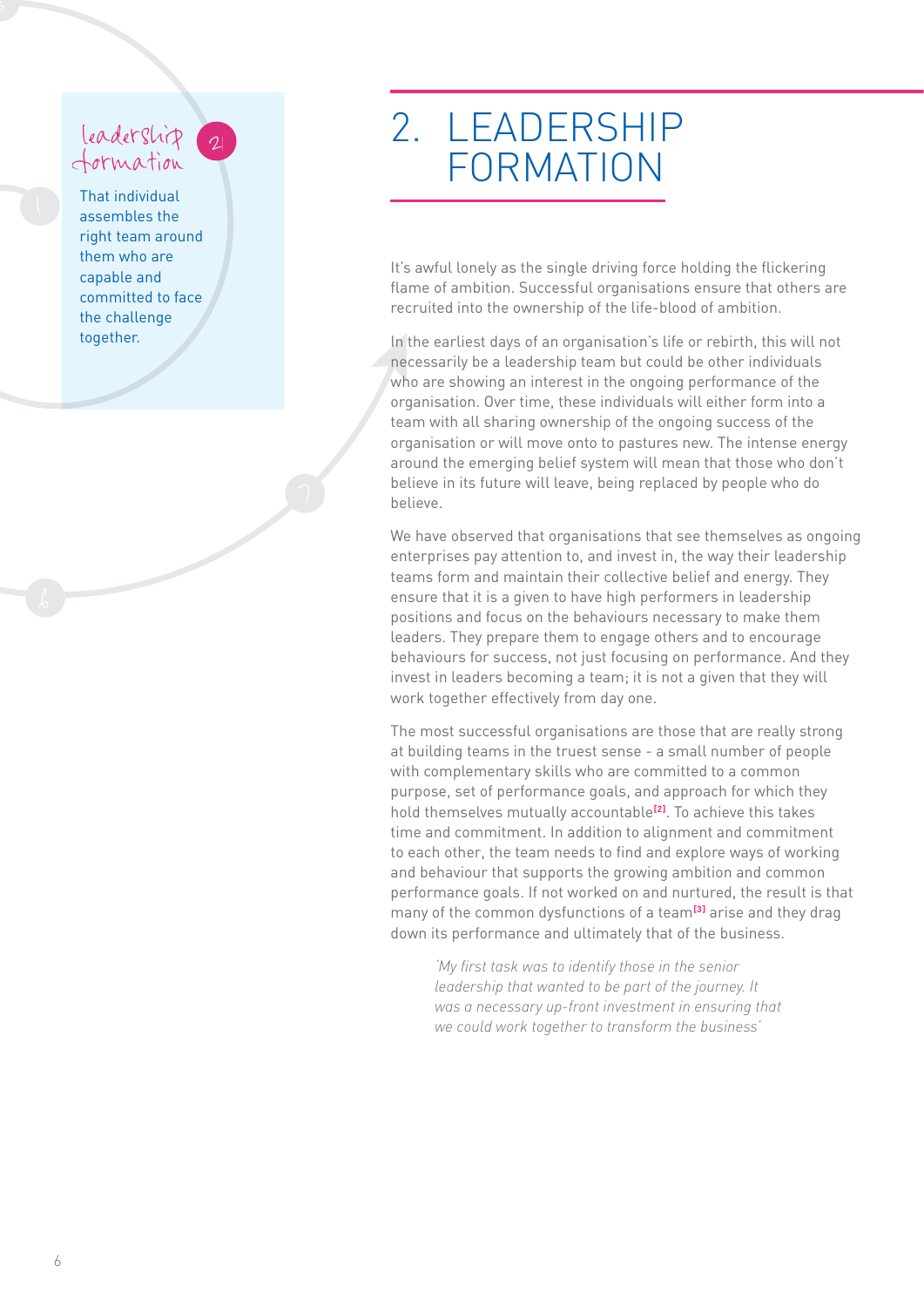leadership formation

That individual assembles the right team around them who are capable and committed to face the challenge together.

# 2. LEADERSHIP FORMATION

It's awful lonely as the single driving force holding the flickering flame of ambition. Successful organisations ensure that others are recruited into the ownership of the life-blood of ambition.

In the earliest days of an organisation's life or rebirth, this will not necessarily be a leadership team but could be other individuals who are showing an interest in the ongoing performance of the organisation. Over time, these individuals will either form into a team with all sharing ownership of the ongoing success of the organisation or will move onto to pastures new. The intense energy around the emerging belief system will mean that those who don't believe in its future will leave, being replaced by people who do believe.

We have observed that organisations that see themselves as ongoing enterprises pay attention to, and invest in, the way their leadership teams form and maintain their collective belief and energy. They ensure that it is a given to have high performers in leadership positions and focus on the behaviours necessary to make them leaders. They prepare them to engage others and to encourage behaviours for success, not just focusing on performance. And they invest in leaders becoming a team; it is not a given that they will work together effectively from day one.

The most successful organisations are those that are really strong at building teams in the truest sense - a small number of people with complementary skills who are committed to a common purpose, set of performance goals, and approach for which they hold themselves mutually accountable[2]. To achieve this takes time and commitment. In addition to alignment and commitment to each other, the team needs to find and explore ways of working and behaviour that supports the growing ambition and common performance goals. If not worked on and nurtured, the result is that many of the common dysfunctions of a team[3] arise and they drag down its performance and ultimately that of the business.

> *'My first task was to identify those in the senior leadership that wanted to be part of the journey. It was a necessary up-front investment in ensuring that we could work together to transform the business'*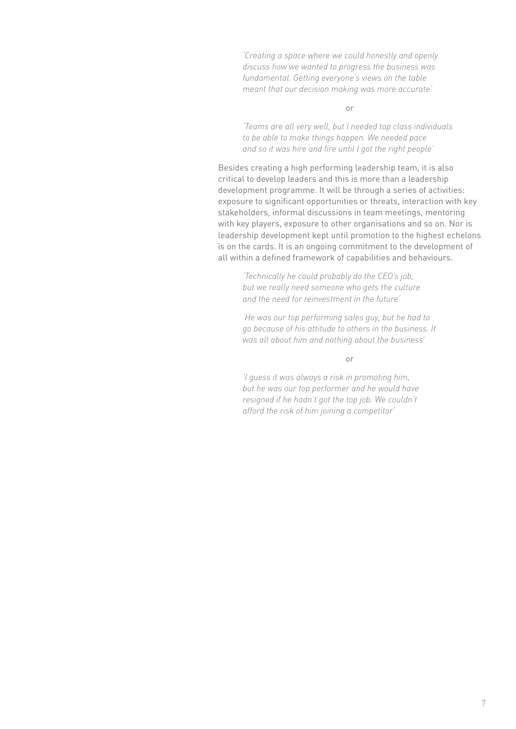> *'Creating a space where we could honestly and openly discuss how we wanted to progress the business was fundamental. Getting everyone's views on the table meant that our decision making was more accurate'*

or

> *'Teams are all very well, but I needed top class individuals to be able to make things happen. We needed pace and so it was hire and fire until I got the right people'*

Besides creating a high performing leadership team, it is also critical to develop leaders and this is more than a leadership development programme. It will be through a series of activities: exposure to significant opportunities or threats, interaction with key stakeholders, informal discussions in team meetings, mentoring with key players, exposure to other organisations and so on. Nor is leadership development kept until promotion to the highest echelons is on the cards. It is an ongoing commitment to the development of all within a defined framework of capabilities and behaviours.

> *'Technically he could probably do the CEO's job, but we really need someone who gets the culture and the need for reinvestment in the future'*

> *'He was our top performing sales guy, but he had to go because of his attitude to others in the business. It was all about him and nothing about the business'*

or

> *'I guess it was always a risk in promoting him, but he was our top performer and he would have resigned if he hadn't got the top job. We couldn't afford the risk of him joining a competitor'*